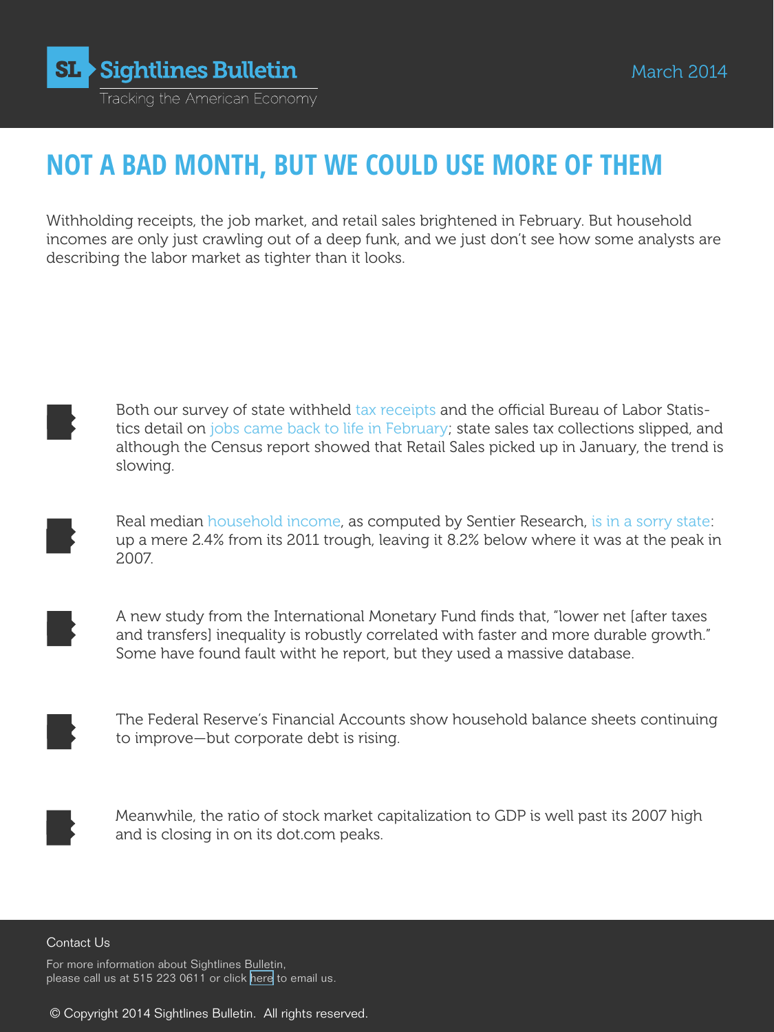# Sightlines Bulletin

Tracking the American Economy

March 2014

## NOT A BAD MONTH, BUT WE COULD USE MORE OF THEM

Withholding receipts, the job market, and retail sales brightened in February. But household incomes are only just crawling out of a deep funk, and we just don't see how some analysts are describing the labor market as tighter than it looks.

- Both our survey of state withheld tax receipts and the official Bureau of Labor Statistics detail on jobs came back to life in February; state sales tax collections slipped, and although the Census report showed that Retail Sales picked up in January, the trend is slowing.

- Real median household income, as computed by Sentier Research, is in a sorry state: up a mere 2.4% from its 2011 trough, leaving it 8.2% below where it was at the peak in 2007.

- A new study from the International Monetary Fund finds that, "lower net [after taxes and transfers] inequality is robustly correlated with faster and more durable growth." Some have found fault witht he report, but they used a massive database.

- The Federal Reserve's Financial Accounts show household balance sheets continuing to improve—but corporate debt is rising.

- Meanwhile, the ratio of stock market capitalization to GDP is well past its 2007 high and is closing in on its dot.com peaks.

Contact Us

For more information about Sightlines Bulletin, please call us at 515 223 0611 or click here to email us.

© Copyright 2014 Sightlines Bulletin. All rights reserved.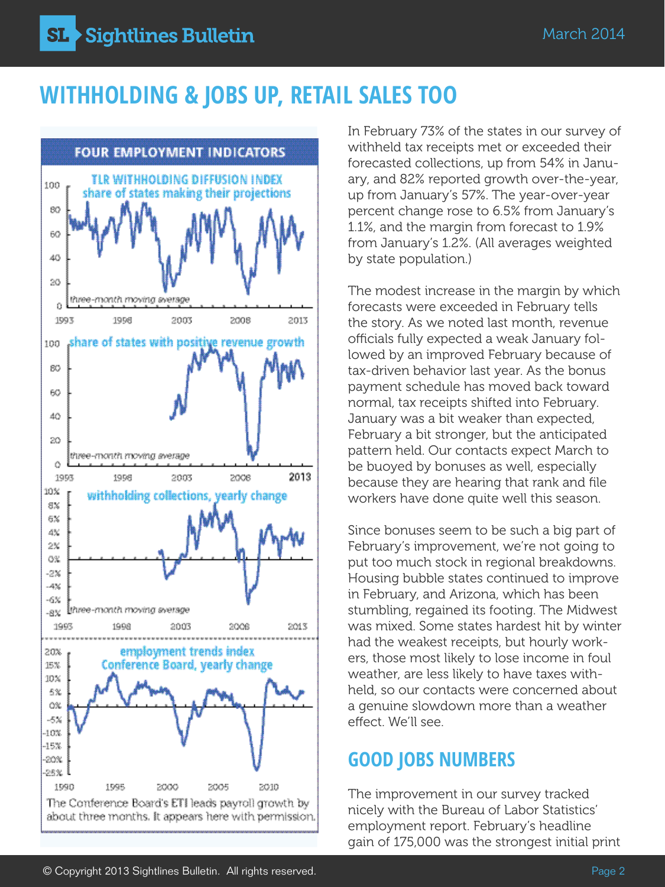# WITHHOLDING & JOBS UP, RETAIL SALES TOO

FOUR EMPLOYMENT INDICATORS

The Conference Board's ETI leads payroll growth by about three months. It appears here with permission.

In February 73% of the states in our survey of withheld tax receipts met or exceeded their forecasted collections, up from 54% in January, and 82% reported growth over-the-year, up from January's 57%. The year-over-year percent change rose to 6.5% from January's 1.1%, and the margin from forecast to 1.9% from January's 1.2%. (All averages weighted by state population.)

The modest increase in the margin by which forecasts were exceeded in February tells the story. As we noted last month, revenue officials fully expected a weak January followed by an improved February because of tax-driven behavior last year. As the bonus payment schedule has moved back toward normal, tax receipts shifted into February. January was a bit weaker than expected, February a bit stronger, but the anticipated pattern held. Our contacts expect March to be buoyed by bonuses as well, especially because they are hearing that rank and file workers have done quite well this season.

Since bonuses seem to be such a big part of February's improvement, we're not going to put too much stock in regional breakdowns. Housing bubble states continued to improve in February, and Arizona, which has been stumbling, regained its footing. The Midwest was mixed. Some states hardest hit by winter had the weakest receipts, but hourly workers, those most likely to lose income in foul weather, are less likely to have taxes withheld, so our contacts were concerned about a genuine slowdown more than a weather effect. We'll see.

## GOOD JOBS NUMBERS

The improvement in our survey tracked nicely with the Bureau of Labor Statistics' employment report. February's headline gain of 175,000 was the strongest initial print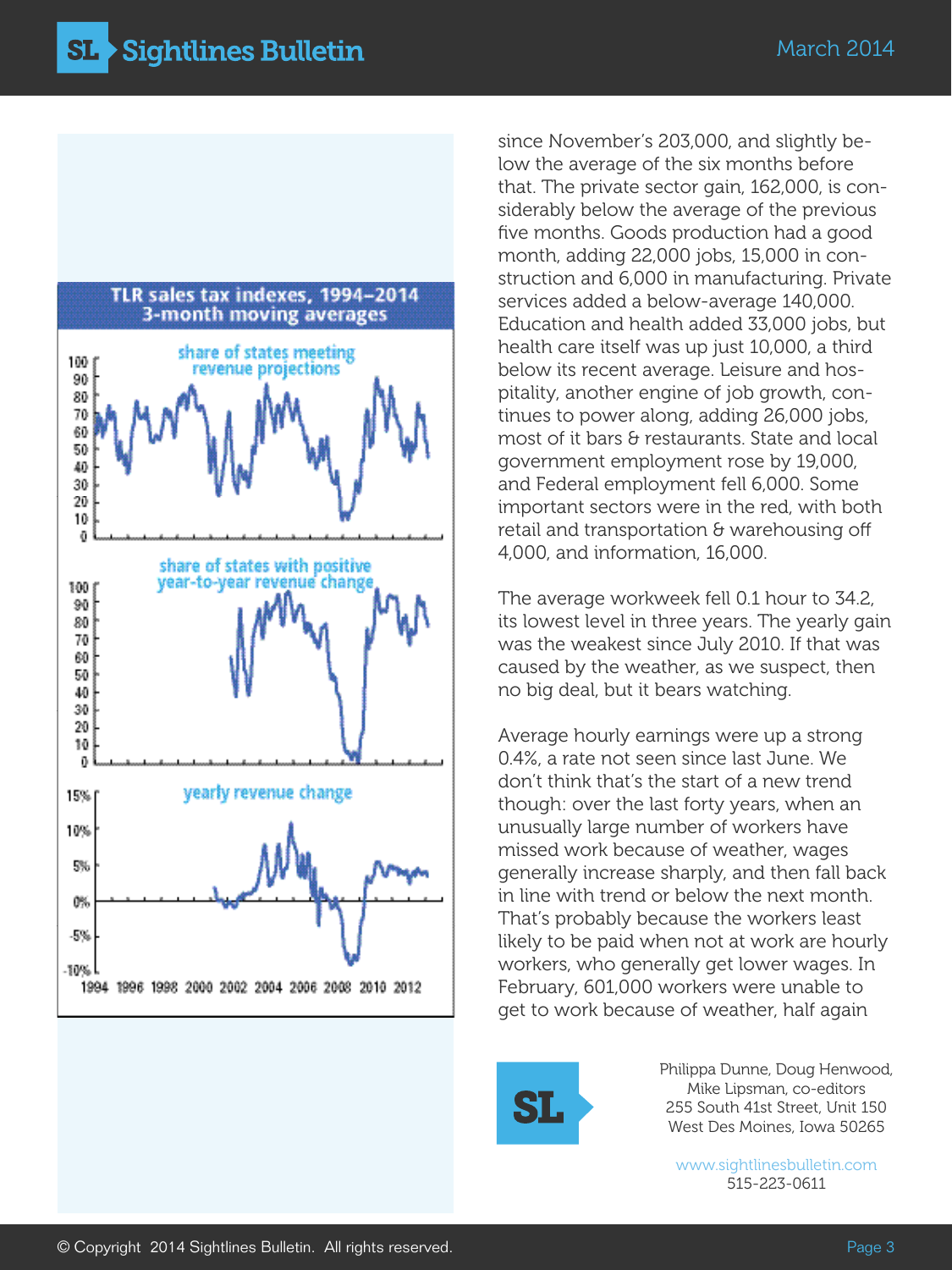**TLR sales tax indexes, 1994–2014**
**3-month moving averages**

since November's 203,000, and slightly below the average of the six months before that. The private sector gain, 162,000, is considerably below the average of the previous five months. Goods production had a good month, adding 22,000 jobs, 15,000 in construction and 6,000 in manufacturing. Private services added a below-average 140,000. Education and health added 33,000 jobs, but health care itself was up just 10,000, a third below its recent average. Leisure and hospitality, another engine of job growth, continues to power along, adding 26,000 jobs, most of it bars & restaurants. State and local government employment rose by 19,000, and Federal employment fell 6,000. Some important sectors were in the red, with both retail and transportation & warehousing off 4,000, and information, 16,000.

The average workweek fell 0.1 hour to 34.2, its lowest level in three years. The yearly gain was the weakest since July 2010. If that was caused by the weather, as we suspect, then no big deal, but it bears watching.

Average hourly earnings were up a strong 0.4%, a rate not seen since last June. We don't think that's the start of a new trend though: over the last forty years, when an unusually large number of workers have missed work because of weather, wages generally increase sharply, and then fall back in line with trend or below the next month. That's probably because the workers least likely to be paid when not at work are hourly workers, who generally get lower wages. In February, 601,000 workers were unable to get to work because of weather, half again

Philippa Dunne, Doug Henwood, Mike Lipsman, co-editors
255 South 41st Street, Unit 150
West Des Moines, Iowa 50265

www.sightlinesbulletin.com
515-223-0611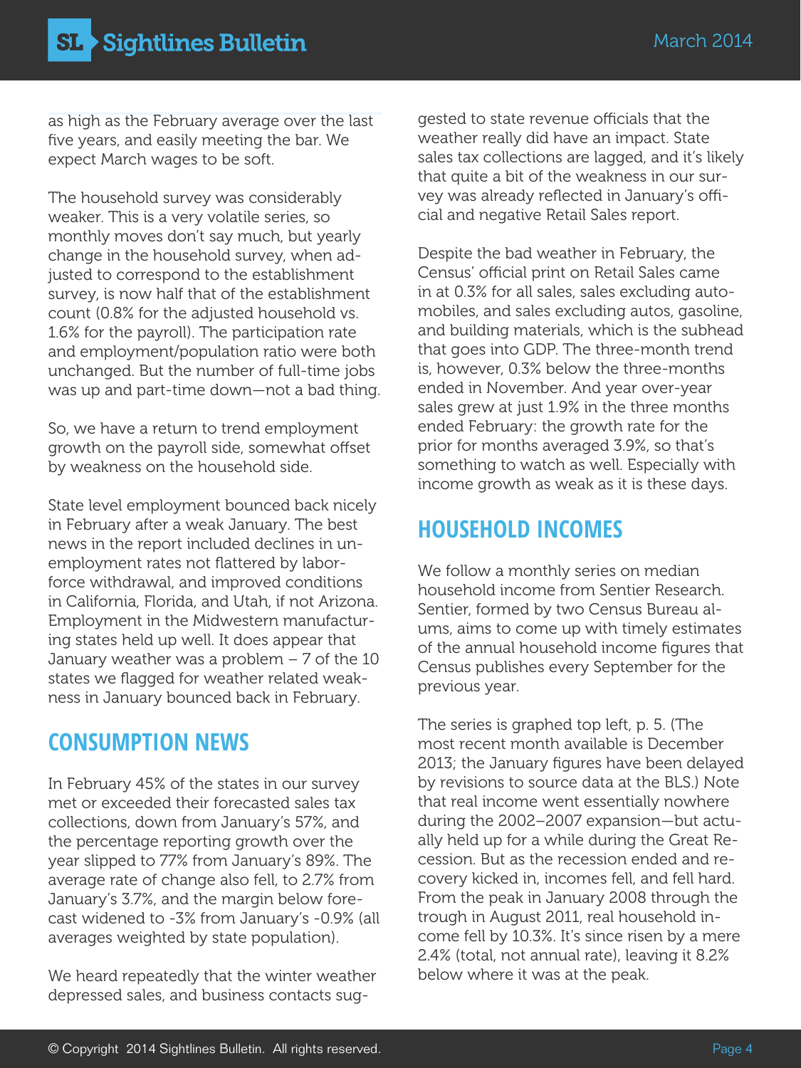as high as the February average over the last five years, and easily meeting the bar. We expect March wages to be soft.

The household survey was considerably weaker. This is a very volatile series, so monthly moves don't say much, but yearly change in the household survey, when adjusted to correspond to the establishment survey, is now half that of the establishment count (0.8% for the adjusted household vs. 1.6% for the payroll). The participation rate and employment/population ratio were both unchanged. But the number of full-time jobs was up and part-time down—not a bad thing.

So, we have a return to trend employment growth on the payroll side, somewhat offset by weakness on the household side.

State level employment bounced back nicely in February after a weak January. The best news in the report included declines in unemployment rates not flattered by labor-force withdrawal, and improved conditions in California, Florida, and Utah, if not Arizona. Employment in the Midwestern manufacturing states held up well. It does appear that January weather was a problem – 7 of the 10 states we flagged for weather related weakness in January bounced back in February.

## CONSUMPTION NEWS

In February 45% of the states in our survey met or exceeded their forecasted sales tax collections, down from January's 57%, and the percentage reporting growth over the year slipped to 77% from January's 89%. The average rate of change also fell, to 2.7% from January's 3.7%, and the margin below forecast widened to -3% from January's -0.9% (all averages weighted by state population).

We heard repeatedly that the winter weather depressed sales, and business contacts suggested to state revenue officials that the weather really did have an impact. State sales tax collections are lagged, and it's likely that quite a bit of the weakness in our survey was already reflected in January's official and negative Retail Sales report.

Despite the bad weather in February, the Census' official print on Retail Sales came in at 0.3% for all sales, sales excluding automobiles, and sales excluding autos, gasoline, and building materials, which is the subhead that goes into GDP. The three-month trend is, however, 0.3% below the three-months ended in November. And year over-year sales grew at just 1.9% in the three months ended February: the growth rate for the prior for months averaged 3.9%, so that's something to watch as well. Especially with income growth as weak as it is these days.

## HOUSEHOLD INCOMES

We follow a monthly series on median household income from Sentier Research. Sentier, formed by two Census Bureau alums, aims to come up with timely estimates of the annual household income figures that Census publishes every September for the previous year.

The series is graphed top left, p. 5. (The most recent month available is December 2013; the January figures have been delayed by revisions to source data at the BLS.) Note that real income went essentially nowhere during the 2002–2007 expansion—but actually held up for a while during the Great Recession. But as the recession ended and recovery kicked in, incomes fell, and fell hard. From the peak in January 2008 through the trough in August 2011, real household income fell by 10.3%. It's since risen by a mere 2.4% (total, not annual rate), leaving it 8.2% below where it was at the peak.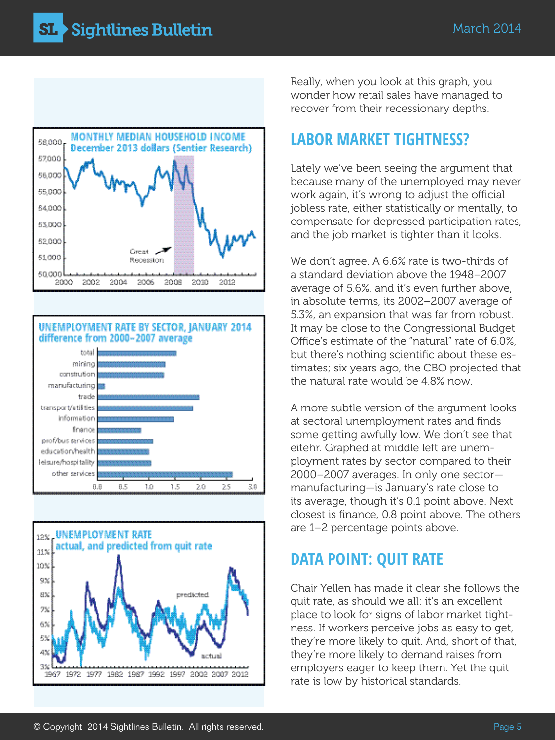Really, when you look at this graph, you wonder how retail sales have managed to recover from their recessionary depths.

## LABOR MARKET TIGHTNESS?

Lately we've been seeing the argument that because many of the unemployed may never work again, it's wrong to adjust the official jobless rate, either statistically or mentally, to compensate for depressed participation rates, and the job market is tighter than it looks.

We don't agree. A 6.6% rate is two-thirds of a standard deviation above the 1948–2007 average of 5.6%, and it's even further above, in absolute terms, its 2002–2007 average of 5.3%, an expansion that was far from robust. It may be close to the Congressional Budget Office's estimate of the "natural" rate of 6.0%, but there's nothing scientific about these estimates; six years ago, the CBO projected that the natural rate would be 4.8% now.

A more subtle version of the argument looks at sectoral unemployment rates and finds some getting awfully low. We don't see that eitehr. Graphed at middle left are unemployment rates by sector compared to their 2000–2007 averages. In only one sector—manufacturing—is January's rate close to its average, though it's 0.1 point above. Next closest is finance, 0.8 point above. The others are 1–2 percentage points above.

## DATA POINT: QUIT RATE

Chair Yellen has made it clear she follows the quit rate, as should we all: it's an excellent place to look for signs of labor market tightness. If workers perceive jobs as easy to get, they're more likely to quit. And, short of that, they're more likely to demand raises from employers eager to keep them. Yet the quit rate is low by historical standards.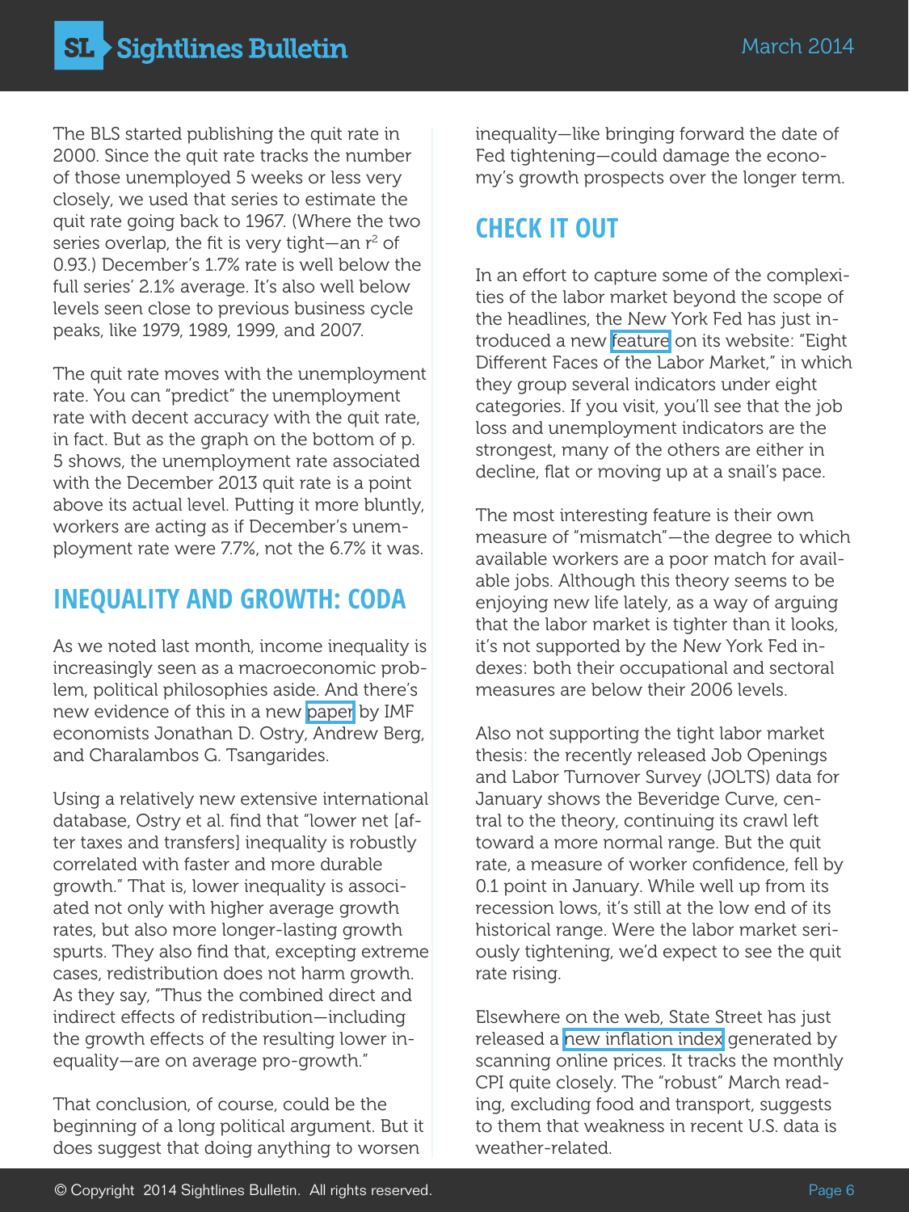The BLS started publishing the quit rate in 2000. Since the quit rate tracks the number of those unemployed 5 weeks or less very closely, we used that series to estimate the quit rate going back to 1967. (Where the two series overlap, the fit is very tight—an $r^2$ of 0.93.) December's 1.7% rate is well below the full series' 2.1% average. It's also well below levels seen close to previous business cycle peaks, like 1979, 1989, 1999, and 2007.

The quit rate moves with the unemployment rate. You can "predict" the unemployment rate with decent accuracy with the quit rate, in fact. But as the graph on the bottom of p. 5 shows, the unemployment rate associated with the December 2013 quit rate is a point above its actual level. Putting it more bluntly, workers are acting as if December's unemployment rate were 7.7%, not the 6.7% it was.

## INEQUALITY AND GROWTH: CODA

As we noted last month, income inequality is increasingly seen as a macroeconomic problem, political philosophies aside. And there's new evidence of this in a new paper by IMF economists Jonathan D. Ostry, Andrew Berg, and Charalambos G. Tsangarides.

Using a relatively new extensive international database, Ostry et al. find that "lower net [after taxes and transfers] inequality is robustly correlated with faster and more durable growth." That is, lower inequality is associated not only with higher average growth rates, but also more longer-lasting growth spurts. They also find that, excepting extreme cases, redistribution does not harm growth. As they say, "Thus the combined direct and indirect effects of redistribution—including the growth effects of the resulting lower inequality—are on average pro-growth."

That conclusion, of course, could be the beginning of a long political argument. But it does suggest that doing anything to worsen inequality—like bringing forward the date of Fed tightening—could damage the economy's growth prospects over the longer term.

## CHECK IT OUT

In an effort to capture some of the complexities of the labor market beyond the scope of the headlines, the New York Fed has just introduced a new feature on its website: "Eight Different Faces of the Labor Market," in which they group several indicators under eight categories. If you visit, you'll see that the job loss and unemployment indicators are the strongest, many of the others are either in decline, flat or moving up at a snail's pace.

The most interesting feature is their own measure of "mismatch"—the degree to which available workers are a poor match for available jobs. Although this theory seems to be enjoying new life lately, as a way of arguing that the labor market is tighter than it looks, it's not supported by the New York Fed indexes: both their occupational and sectoral measures are below their 2006 levels.

Also not supporting the tight labor market thesis: the recently released Job Openings and Labor Turnover Survey (JOLTS) data for January shows the Beveridge Curve, central to the theory, continuing its crawl left toward a more normal range. But the quit rate, a measure of worker confidence, fell by 0.1 point in January. While well up from its recession lows, it's still at the low end of its historical range. Were the labor market seriously tightening, we'd expect to see the quit rate rising.

Elsewhere on the web, State Street has just released a new inflation index generated by scanning online prices. It tracks the monthly CPI quite closely. The "robust" March reading, excluding food and transport, suggests to them that weakness in recent U.S. data is weather-related.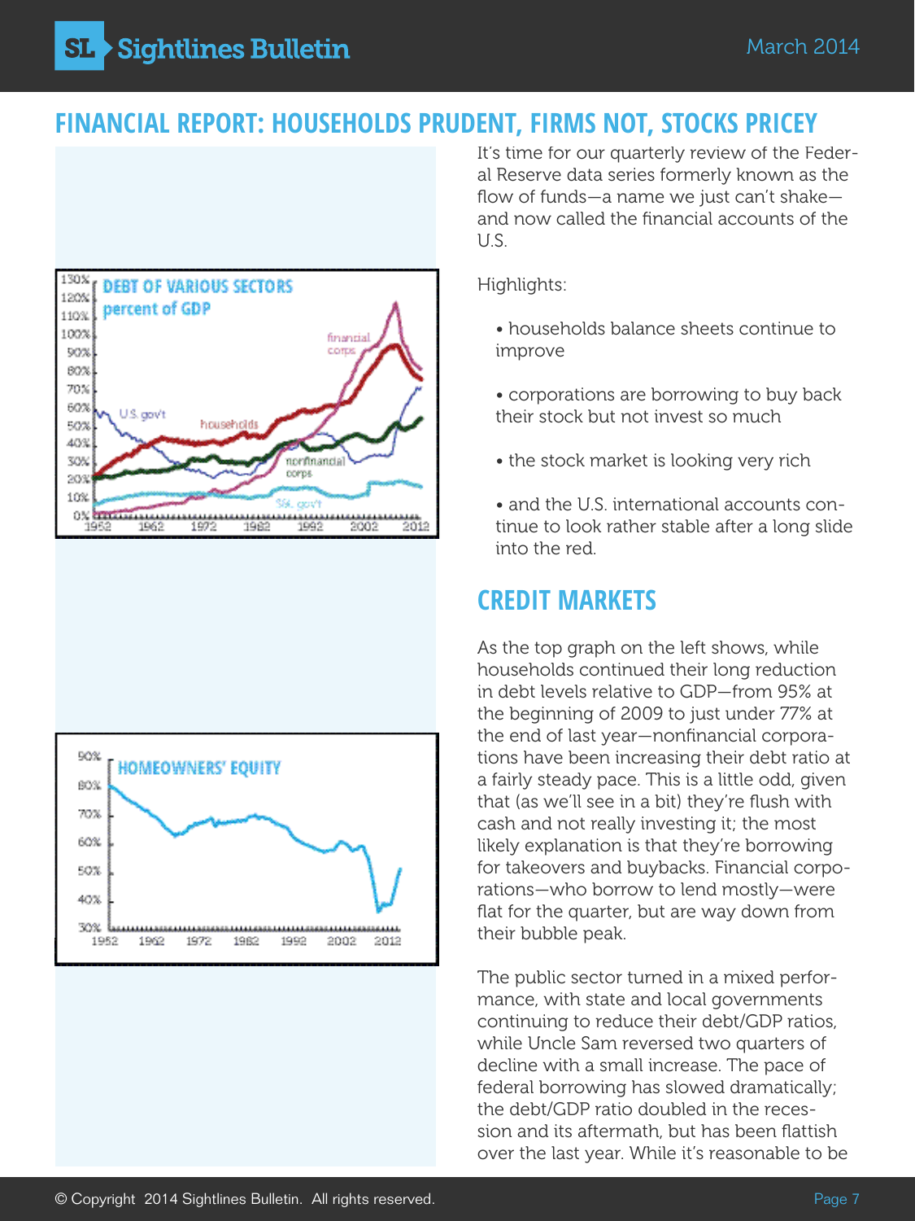## FINANCIAL REPORT: HOUSEHOLDS PRUDENT, FIRMS NOT, STOCKS PRICEY

It's time for our quarterly review of the Federal Reserve data series formerly known as the flow of funds—a name we just can't shake—and now called the financial accounts of the U.S.

Highlights:

- households balance sheets continue to improve
- corporations are borrowing to buy back their stock but not invest so much
- the stock market is looking very rich
- and the U.S. international accounts continue to look rather stable after a long slide into the red.

## CREDIT MARKETS

As the top graph on the left shows, while households continued their long reduction in debt levels relative to GDP—from 95% at the beginning of 2009 to just under 77% at the end of last year—nonfinancial corporations have been increasing their debt ratio at a fairly steady pace. This is a little odd, given that (as we'll see in a bit) they're flush with cash and not really investing it; the most likely explanation is that they're borrowing for takeovers and buybacks. Financial corporations—who borrow to lend mostly—were flat for the quarter, but are way down from their bubble peak.

The public sector turned in a mixed performance, with state and local governments continuing to reduce their debt/GDP ratios, while Uncle Sam reversed two quarters of decline with a small increase. The pace of federal borrowing has slowed dramatically; the debt/GDP ratio doubled in the recession and its aftermath, but has been flattish over the last year. While it's reasonable to be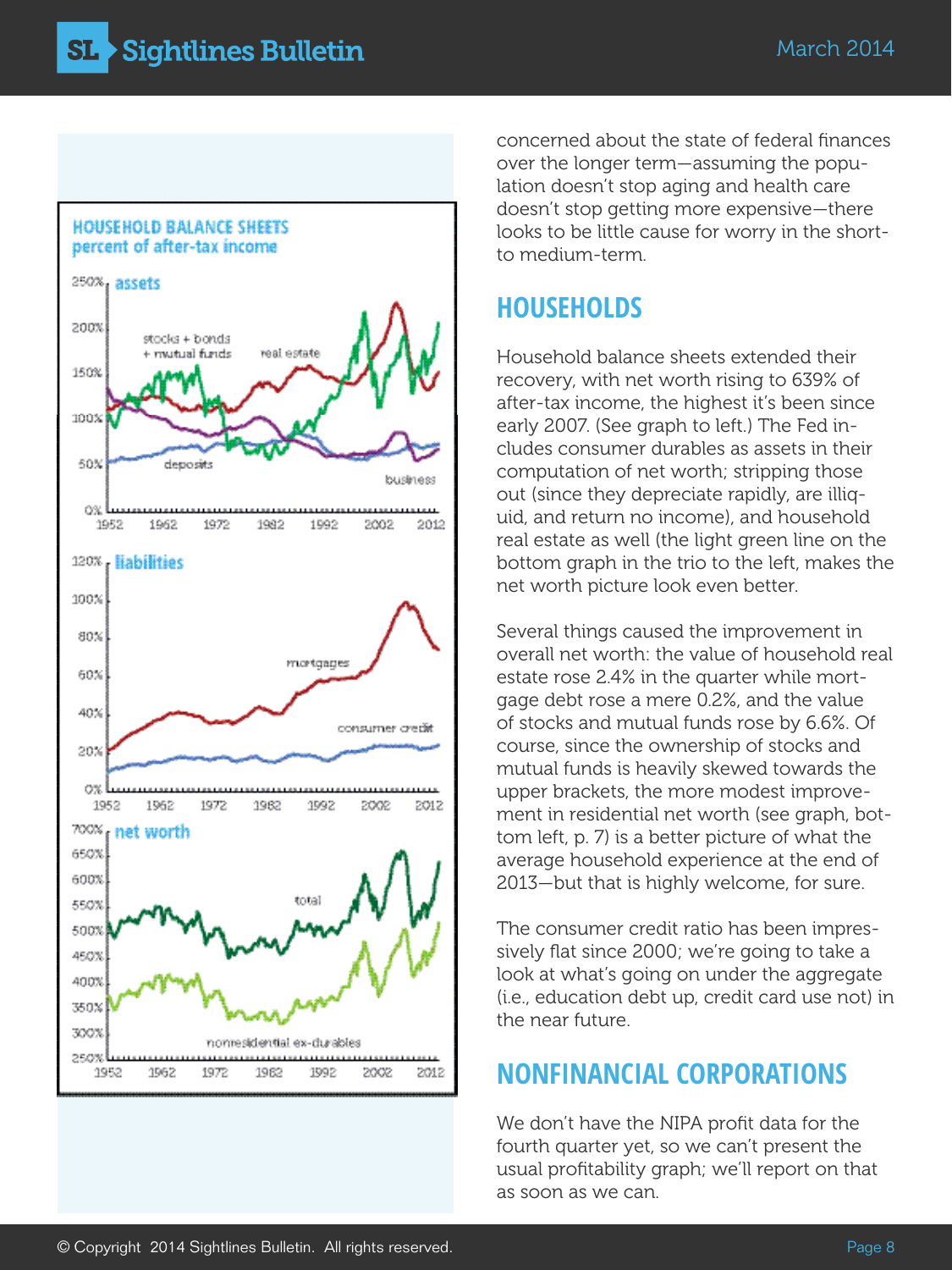concerned about the state of federal finances over the longer term—assuming the population doesn't stop aging and health care doesn't stop getting more expensive—there looks to be little cause for worry in the short- to medium-term.

## HOUSEHOLDS

Household balance sheets extended their recovery, with net worth rising to 639% of after-tax income, the highest it's been since early 2007. (See graph to left.) The Fed includes consumer durables as assets in their computation of net worth; stripping those out (since they depreciate rapidly, are illiquid, and return no income), and household real estate as well (the light green line on the bottom graph in the trio to the left, makes the net worth picture look even better.

Several things caused the improvement in overall net worth: the value of household real estate rose 2.4% in the quarter while mortgage debt rose a mere 0.2%, and the value of stocks and mutual funds rose by 6.6%. Of course, since the ownership of stocks and mutual funds is heavily skewed towards the upper brackets, the more modest improvement in residential net worth (see graph, bottom left, p. 7) is a better picture of what the average household experience at the end of 2013—but that is highly welcome, for sure.

The consumer credit ratio has been impressively flat since 2000; we're going to take a look at what's going on under the aggregate (i.e., education debt up, credit card use not) in the near future.

## NONFINANCIAL CORPORATIONS

We don't have the NIPA profit data for the fourth quarter yet, so we can't present the usual profitability graph; we'll report on that as soon as we can.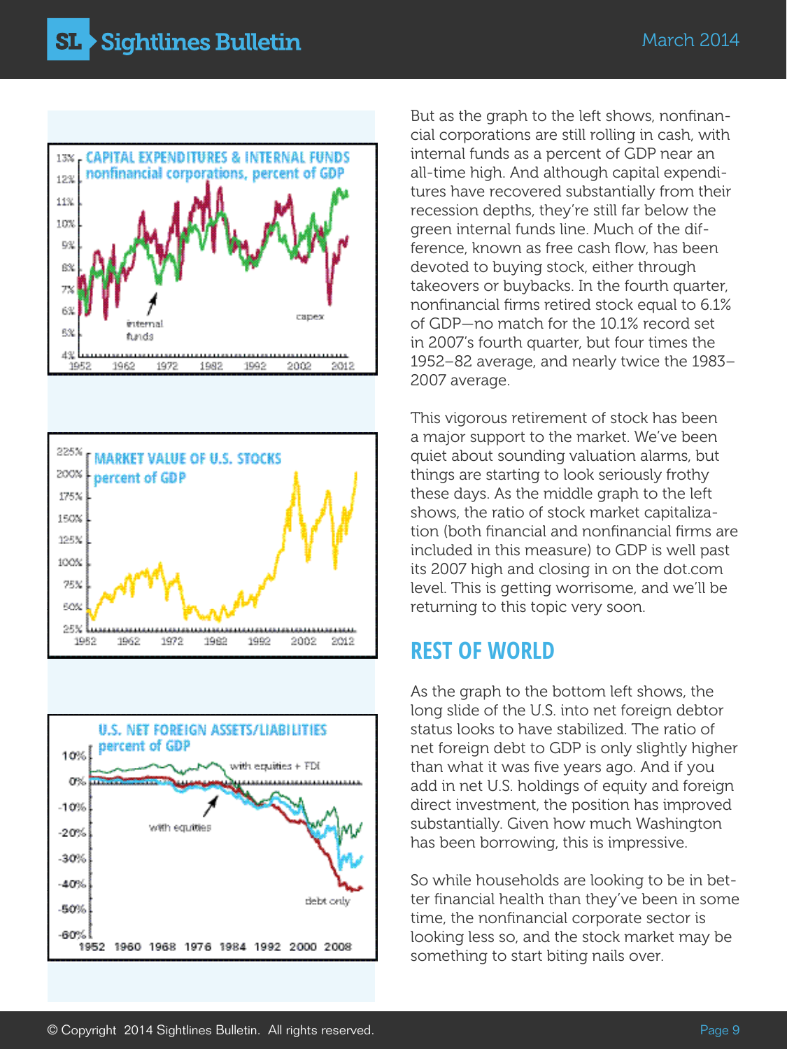But as the graph to the left shows, nonfinancial corporations are still rolling in cash, with internal funds as a percent of GDP near an all-time high. And although capital expenditures have recovered substantially from their recession depths, they're still far below the green internal funds line. Much of the difference, known as free cash flow, has been devoted to buying stock, either through takeovers or buybacks. In the fourth quarter, nonfinancial firms retired stock equal to 6.1% of GDP—no match for the 10.1% record set in 2007's fourth quarter, but four times the 1952–82 average, and nearly twice the 1983–2007 average.

This vigorous retirement of stock has been a major support to the market. We've been quiet about sounding valuation alarms, but things are starting to look seriously frothy these days. As the middle graph to the left shows, the ratio of stock market capitalization (both financial and nonfinancial firms are included in this measure) to GDP is well past its 2007 high and closing in on the dot.com level. This is getting worrisome, and we'll be returning to this topic very soon.

## REST OF WORLD

As the graph to the bottom left shows, the long slide of the U.S. into net foreign debtor status looks to have stabilized. The ratio of net foreign debt to GDP is only slightly higher than what it was five years ago. And if you add in net U.S. holdings of equity and foreign direct investment, the position has improved substantially. Given how much Washington has been borrowing, this is impressive.

So while households are looking to be in better financial health than they've been in some time, the nonfinancial corporate sector is looking less so, and the stock market may be something to start biting nails over.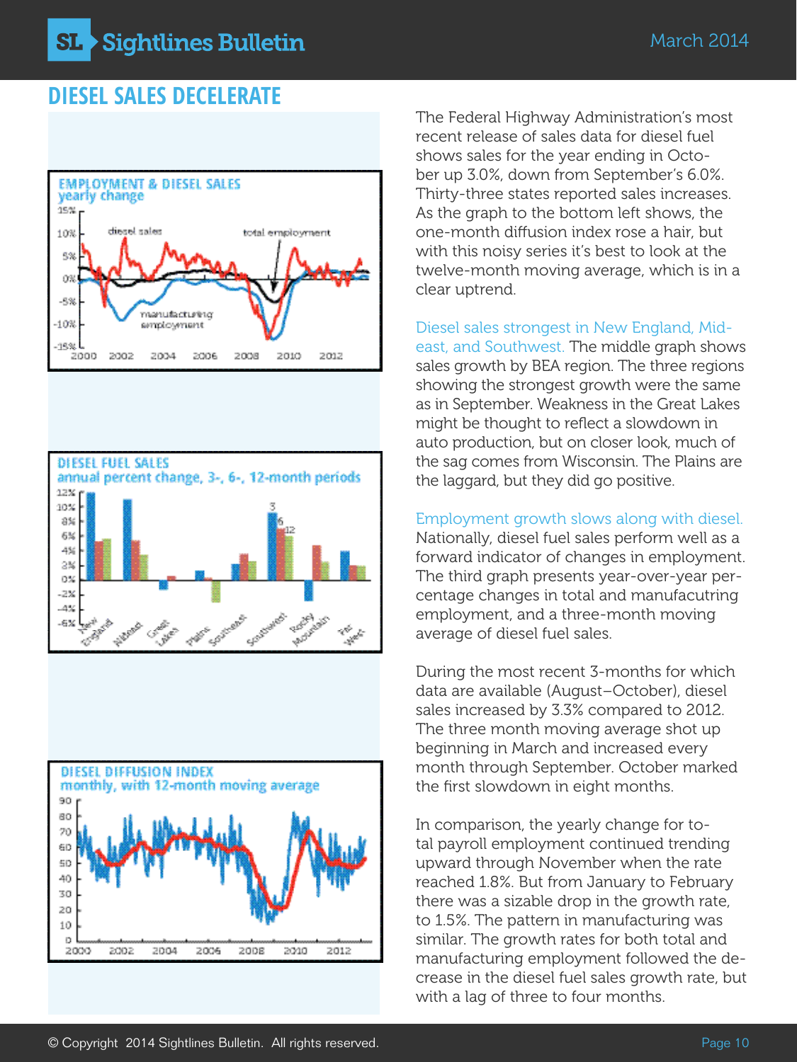## DIESEL SALES DECELERATE

The Federal Highway Administration's most recent release of sales data for diesel fuel shows sales for the year ending in October up 3.0%, down from September's 6.0%. Thirty-three states reported sales increases. As the graph to the bottom left shows, the one-month diffusion index rose a hair, but with this noisy series it's best to look at the twelve-month moving average, which is in a clear uptrend.

Diesel sales strongest in New England, Mideast, and Southwest. The middle graph shows sales growth by BEA region. The three regions showing the strongest growth were the same as in September. Weakness in the Great Lakes might be thought to reflect a slowdown in auto production, but on closer look, much of the sag comes from Wisconsin. The Plains are the laggard, but they did go positive.

Employment growth slows along with diesel. Nationally, diesel fuel sales perform well as a forward indicator of changes in employment. The third graph presents year-over-year percentage changes in total and manufacutring employment, and a three-month moving average of diesel fuel sales.

During the most recent 3-months for which data are available (August–October), diesel sales increased by 3.3% compared to 2012. The three month moving average shot up beginning in March and increased every month through September. October marked the first slowdown in eight months.

In comparison, the yearly change for total payroll employment continued trending upward through November when the rate reached 1.8%. But from January to February there was a sizable drop in the growth rate, to 1.5%. The pattern in manufacturing was similar. The growth rates for both total and manufacturing employment followed the decrease in the diesel fuel sales growth rate, but with a lag of three to four months.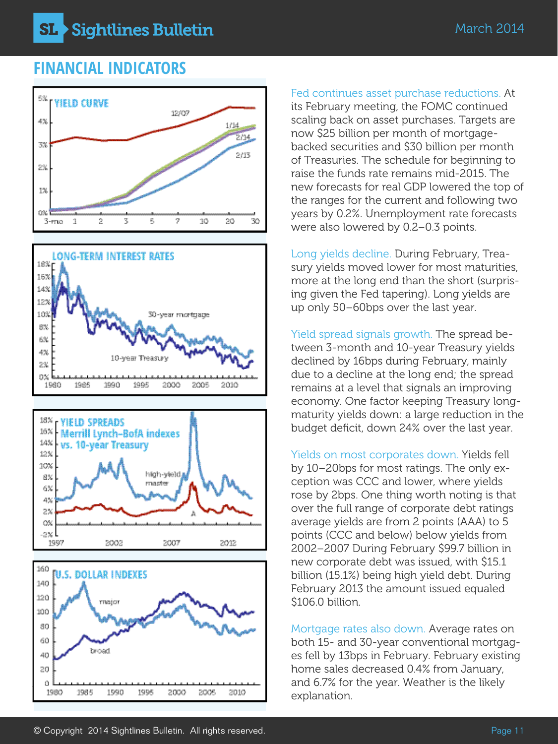## FINANCIAL INDICATORS

**Fed continues asset purchase reductions.** At its February meeting, the FOMC continued scaling back on asset purchases. Targets are now $25 billion per month of mortgage-backed securities and $30 billion per month of Treasuries. The schedule for beginning to raise the funds rate remains mid-2015. The new forecasts for real GDP lowered the top of the ranges for the current and following two years by 0.2%. Unemployment rate forecasts were also lowered by 0.2–0.3 points.

**Long yields decline.** During February, Treasury yields moved lower for most maturities, more at the long end than the short (surprising given the Fed tapering). Long yields are up only 50–60bps over the last year.

**Yield spread signals growth.** The spread between 3-month and 10-year Treasury yields declined by 16bps during February, mainly due to a decline at the long end; the spread remains at a level that signals an improving economy. One factor keeping Treasury long-maturity yields down: a large reduction in the budget deficit, down 24% over the last year.

**Yields on most corporates down.** Yields fell by 10–20bps for most ratings. The only exception was CCC and lower, where yields rose by 2bps. One thing worth noting is that over the full range of corporate debt ratings average yields are from 2 points (AAA) to 5 points (CCC and below) below yields from 2002–2007 During February $99.7 billion in new corporate debt was issued, with $15.1 billion (15.1%) being high yield debt. During February 2013 the amount issued equaled $106.0 billion.

**Mortgage rates also down.** Average rates on both 15- and 30-year conventional mortgages fell by 13bps in February. February existing home sales decreased 0.4% from January, and 6.7% for the year. Weather is the likely explanation.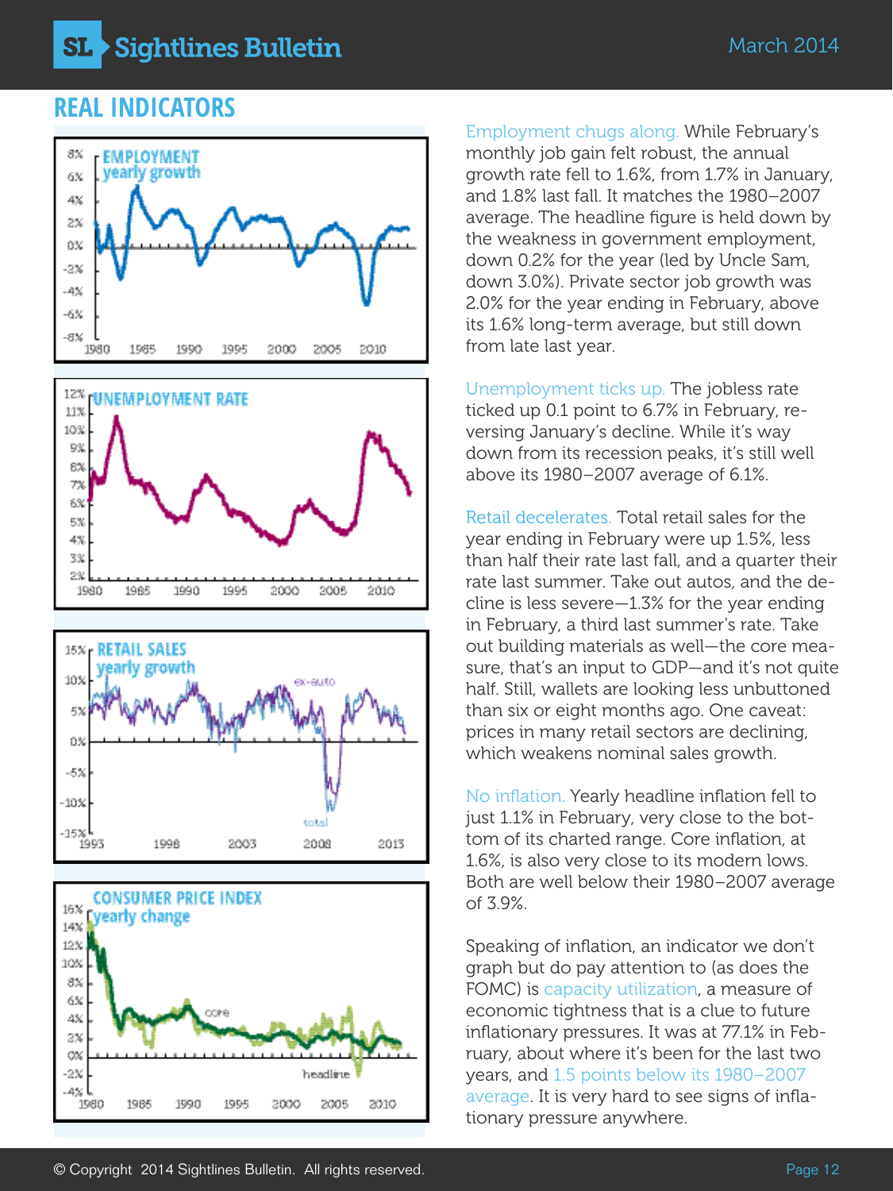## REAL INDICATORS

EMPLOYMENT
yearly growth

8%
6%
4%
2%
0%
-2%
-4%
-6%
-8%
1980 1985 1990 1995 2000 2005 2010

UNEMPLOYMENT RATE

12%
11%
10%
9%
8%
7%
6%
5%
4%
3%
2%
1980 1985 1990 1995 2000 2005 2010

RETAIL SALES
yearly growth

15%
10%
5%
0%
-5%
-10%
-15%
1993 1998 2003 2008 2013
ex-auto
total

CONSUMER PRICE INDEX
yearly change

16%
14%
12%
10%
8%
6%
4%
2%
0%
-2%
-4%
1980 1985 1990 1995 2000 2005 2010
core
headline

Employment chugs along. While February's monthly job gain felt robust, the annual growth rate fell to 1.6%, from 1.7% in January, and 1.8% last fall. It matches the 1980–2007 average. The headline figure is held down by the weakness in government employment, down 0.2% for the year (led by Uncle Sam, down 3.0%). Private sector job growth was 2.0% for the year ending in February, above its 1.6% long-term average, but still down from late last year.

Unemployment ticks up. The jobless rate ticked up 0.1 point to 6.7% in February, reversing January's decline. While it's way down from its recession peaks, it's still well above its 1980–2007 average of 6.1%.

Retail decelerates. Total retail sales for the year ending in February were up 1.5%, less than half their rate last fall, and a quarter their rate last summer. Take out autos, and the decline is less severe—1.3% for the year ending in February, a third last summer's rate. Take out building materials as well—the core measure, that's an input to GDP—and it's not quite half. Still, wallets are looking less unbuttoned than six or eight months ago. One caveat: prices in many retail sectors are declining, which weakens nominal sales growth.

No inflation. Yearly headline inflation fell to just 1.1% in February, very close to the bottom of its charted range. Core inflation, at 1.6%, is also very close to its modern lows. Both are well below their 1980–2007 average of 3.9%.

Speaking of inflation, an indicator we don't graph but do pay attention to (as does the FOMC) is capacity utilization, a measure of economic tightness that is a clue to future inflationary pressures. It was at 77.1% in February, about where it's been for the last two years, and 1.5 points below its 1980–2007 average. It is very hard to see signs of inflationary pressure anywhere.